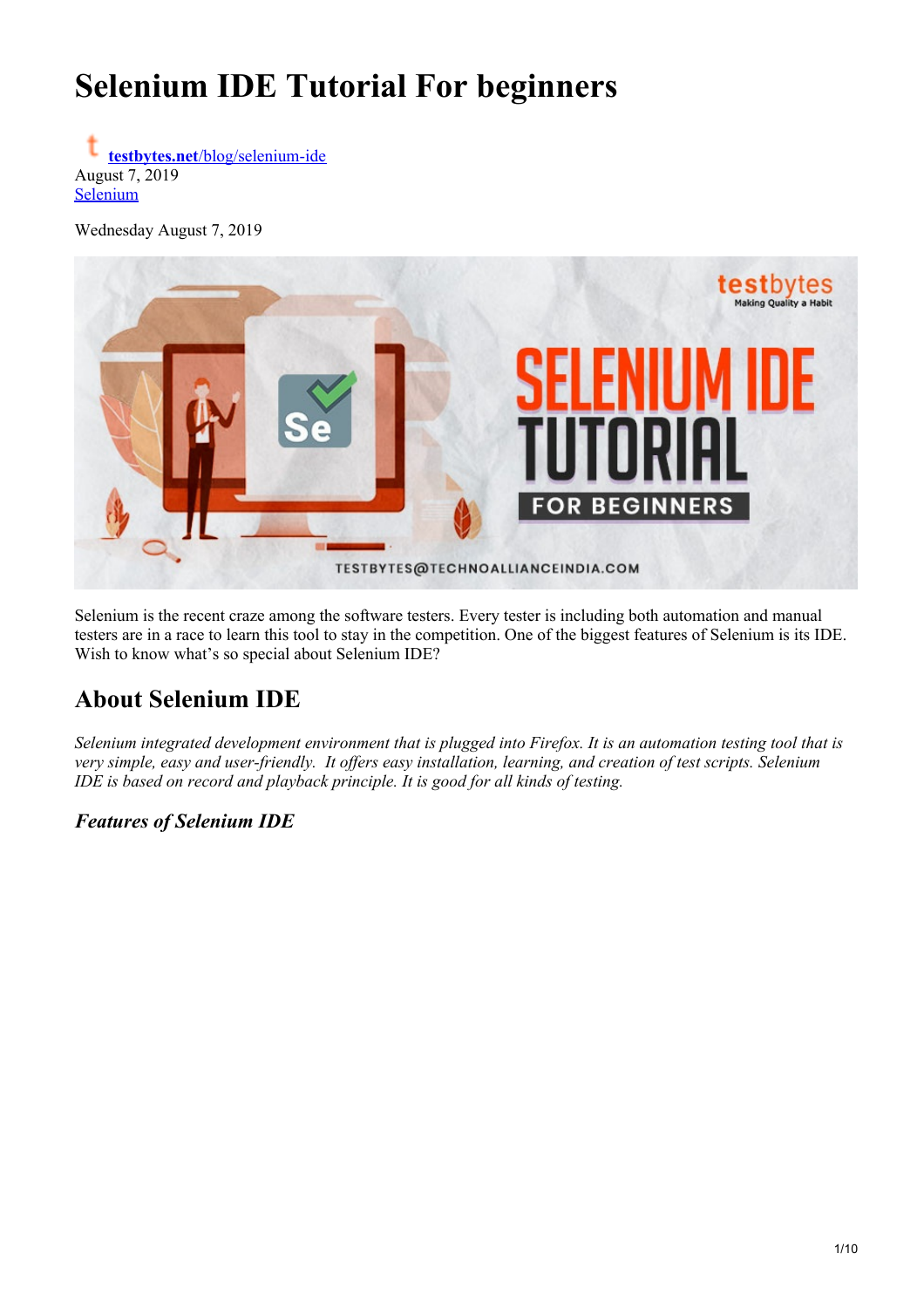# Selenium IDE Tutorial For beginners

[testbytes.net/blog/selenium-ide](testbytes.net/blog/selenium-ide)
August 7, 2019
Selenium

Wednesday August 7, 2019

Selenium is the recent craze among the software testers. Every tester is including both automation and manual testers are in a race to learn this tool to stay in the competition. One of the biggest features of Selenium is its IDE. Wish to know what's so special about Selenium IDE?

## About Selenium IDE

*Selenium integrated development environment that is plugged into Firefox. It is an automation testing tool that is very simple, easy and user-friendly. It offers easy installation, learning, and creation of test scripts. Selenium IDE is based on record and playback principle. It is good for all kinds of testing.*

### *Features of Selenium IDE*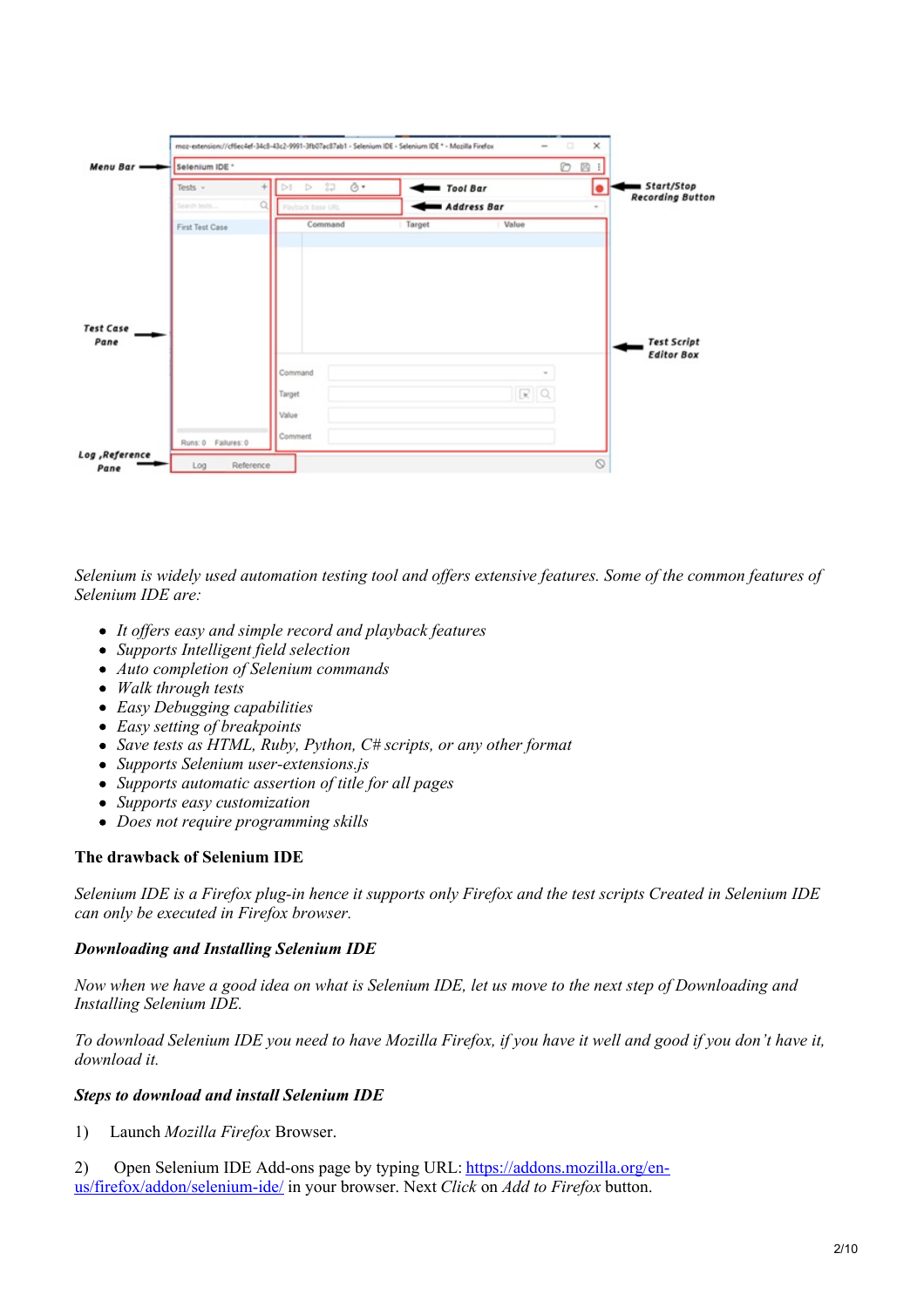*Selenium is widely used automation testing tool and offers extensive features. Some of the common features of Selenium IDE are:*

- *It offers easy and simple record and playback features*
- *Supports Intelligent field selection*
- *Auto completion of Selenium commands*
- *Walk through tests*
- *Easy Debugging capabilities*
- *Easy setting of breakpoints*
- *Save tests as HTML, Ruby, Python, C# scripts, or any other format*
- *Supports Selenium user-extensions.js*
- *Supports automatic assertion of title for all pages*
- *Supports easy customization*
- *Does not require programming skills*

**The drawback of Selenium IDE**

*Selenium IDE is a Firefox plug-in hence it supports only Firefox and the test scripts Created in Selenium IDE can only be executed in Firefox browser.*

***Downloading and Installing Selenium IDE***

*Now when we have a good idea on what is Selenium IDE, let us move to the next step of Downloading and Installing Selenium IDE.*

*To download Selenium IDE you need to have Mozilla Firefox, if you have it well and good if you don't have it, download it.*

***Steps to download and install Selenium IDE***

1) Launch *Mozilla Firefox* Browser.

2) Open Selenium IDE Add-ons page by typing URL: [https://addons.mozilla.org/en-us/firefox/addon/selenium-ide/](https://addons.mozilla.org/en-us/firefox/addon/selenium-ide/) in your browser. Next *Click* on *Add to Firefox* button.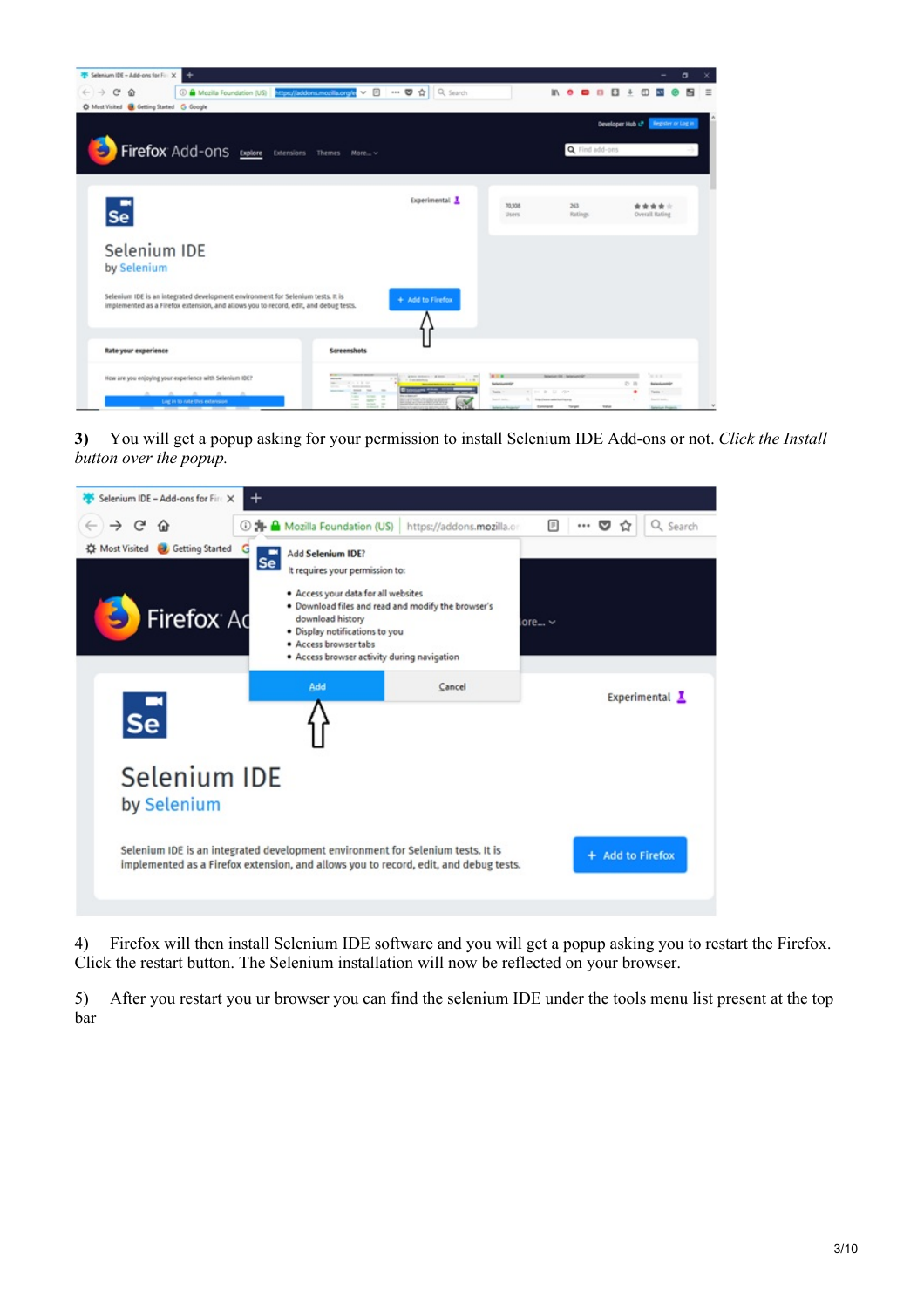**3)** You will get a popup asking for your permission to install Selenium IDE Add-ons or not. *Click the Install button over the popup.*

4) Firefox will then install Selenium IDE software and you will get a popup asking you to restart the Firefox. Click the restart button. The Selenium installation will now be reflected on your browser.

5) After you restart you ur browser you can find the selenium IDE under the tools menu list present at the top bar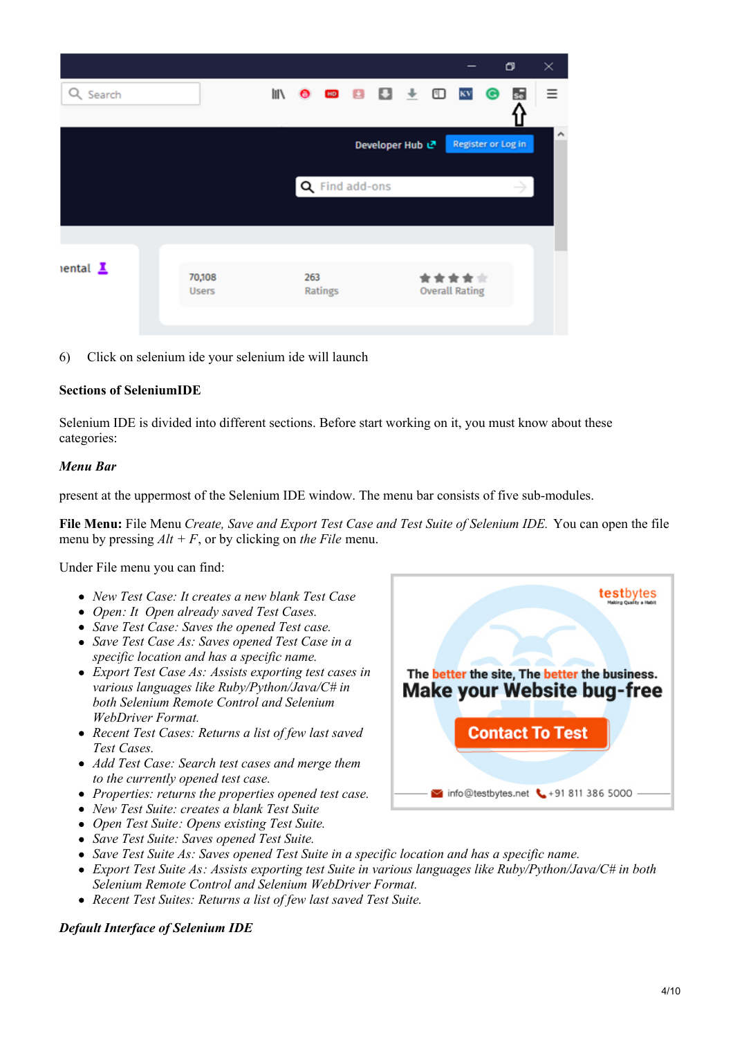6) Click on selenium ide your selenium ide will launch

**Sections of SeleniumIDE**

Selenium IDE is divided into different sections. Before start working on it, you must know about these categories:

***Menu Bar***

present at the uppermost of the Selenium IDE window. The menu bar consists of five sub-modules.

**File Menu:** File Menu *Create, Save and Export Test Case and Test Suite of Selenium IDE.* You can open the file menu by pressing *Alt + F*, or by clicking on *the File* menu.

Under File menu you can find:

- *New Test Case: It creates a new blank Test Case*
- *Open: It Open already saved Test Cases.*
- *Save Test Case: Saves the opened Test case.*
- *Save Test Case As: Saves opened Test Case in a specific location and has a specific name.*
- *Export Test Case As: Assists exporting test cases in various languages like Ruby/Python/Java/C# in both Selenium Remote Control and Selenium WebDriver Format.*
- *Recent Test Cases: Returns a list of few last saved Test Cases.*
- *Add Test Case: Search test cases and merge them to the currently opened test case.*
- *Properties: returns the properties opened test case.*
- *New Test Suite: creates a blank Test Suite*
- *Open Test Suite: Opens existing Test Suite.*
- *Save Test Suite: Saves opened Test Suite.*
- *Save Test Suite As: Saves opened Test Suite in a specific location and has a specific name.*
- *Export Test Suite As: Assists exporting test Suite in various languages like Ruby/Python/Java/C# in both Selenium Remote Control and Selenium WebDriver Format.*
- *Recent Test Suites: Returns a list of few last saved Test Suite.*

***Default Interface of Selenium IDE***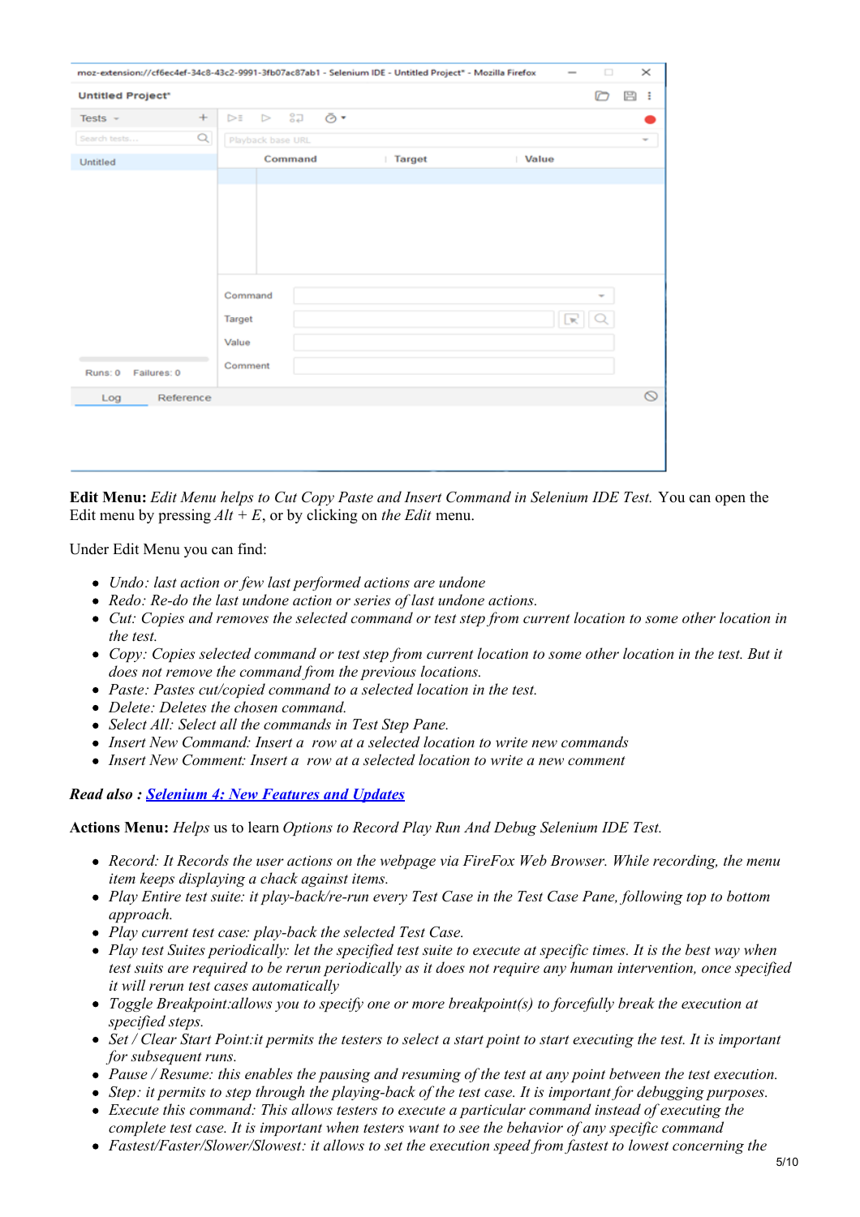**Edit Menu:** *Edit Menu helps to Cut Copy Paste and Insert Command in Selenium IDE Test.* You can open the Edit menu by pressing *Alt + E*, or by clicking on *the Edit* menu.

Under Edit Menu you can find:

- *Undo: last action or few last performed actions are undone*
- *Redo: Re-do the last undone action or series of last undone actions.*
- *Cut: Copies and removes the selected command or test step from current location to some other location in the test.*
- *Copy: Copies selected command or test step from current location to some other location in the test. But it does not remove the command from the previous locations.*
- *Paste: Pastes cut/copied command to a selected location in the test.*
- *Delete: Deletes the chosen command.*
- *Select All: Select all the commands in Test Step Pane.*
- *Insert New Command: Insert a row at a selected location to write new commands*
- *Insert New Comment: Insert a row at a selected location to write a new comment*

***Read also : Selenium 4: New Features and Updates***

**Actions Menu:** *Helps* us to learn *Options to Record Play Run And Debug Selenium IDE Test.*

- *Record: It Records the user actions on the webpage via FireFox Web Browser. While recording, the menu item keeps displaying a chack against items.*
- *Play Entire test suite: it play-back/re-run every Test Case in the Test Case Pane, following top to bottom approach.*
- *Play current test case: play-back the selected Test Case.*
- *Play test Suites periodically: let the specified test suite to execute at specific times. It is the best way when test suits are required to be rerun periodically as it does not require any human intervention, once specified it will rerun test cases automatically*
- *Toggle Breakpoint:allows you to specify one or more breakpoint(s) to forcefully break the execution at specified steps.*
- *Set / Clear Start Point:it permits the testers to select a start point to start executing the test. It is important for subsequent runs.*
- *Pause / Resume: this enables the pausing and resuming of the test at any point between the test execution.*
- *Step: it permits to step through the playing-back of the test case. It is important for debugging purposes.*
- *Execute this command: This allows testers to execute a particular command instead of executing the complete test case. It is important when testers want to see the behavior of any specific command*
- *Fastest/Faster/Slower/Slowest: it allows to set the execution speed from fastest to lowest concerning the*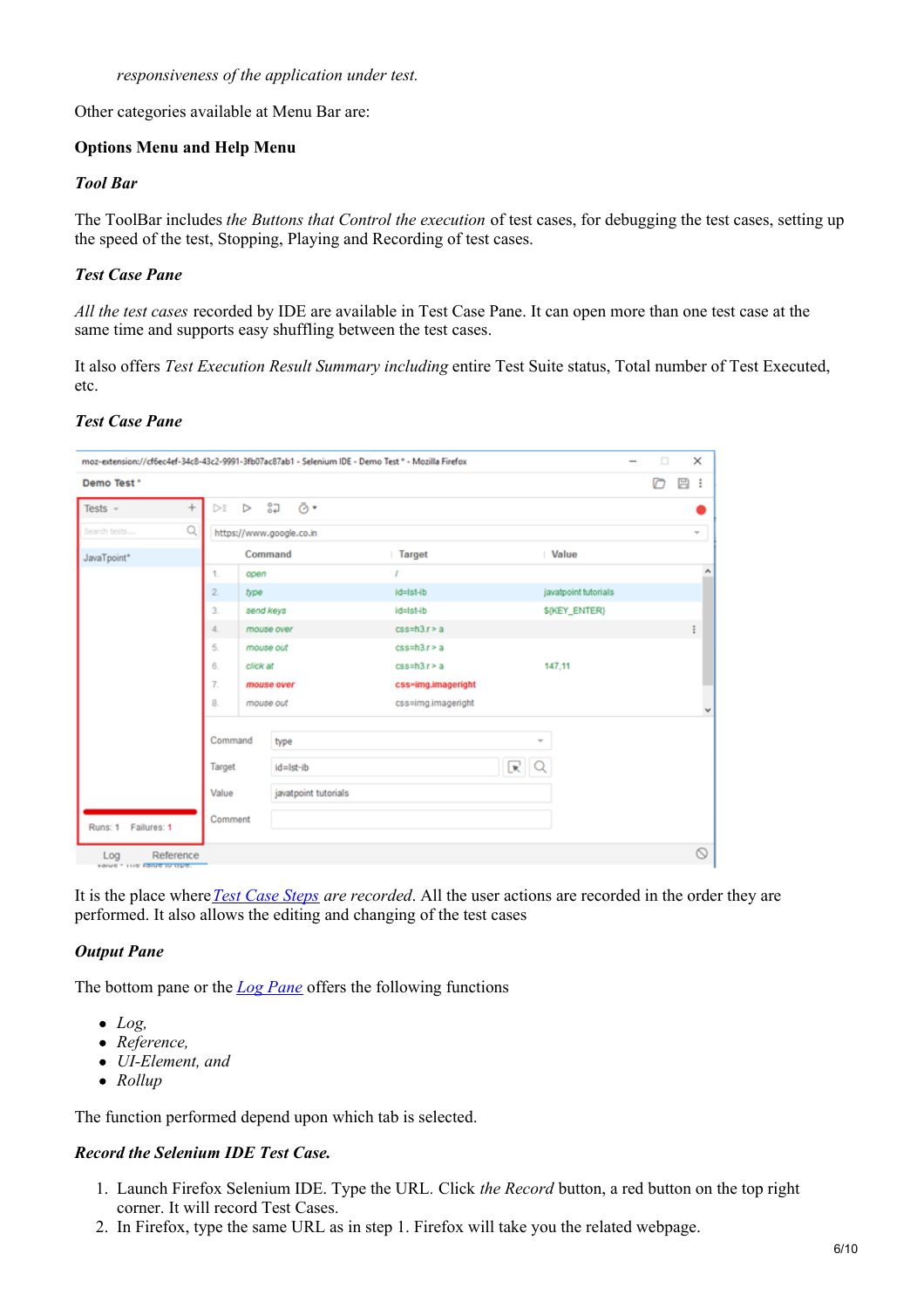*responsiveness of the application under test.*

Other categories available at Menu Bar are:

**Options Menu and Help Menu**

***Tool Bar***

The ToolBar includes *the Buttons that Control the execution* of test cases, for debugging the test cases, setting up the speed of the test, Stopping, Playing and Recording of test cases.

***Test Case Pane***

*All the test cases* recorded by IDE are available in Test Case Pane. It can open more than one test case at the same time and supports easy shuffling between the test cases.

It also offers *Test Execution Result Summary including* entire Test Suite status, Total number of Test Executed, etc.

***Test Case Pane***

It is the place where *Test Case Steps are recorded*. All the user actions are recorded in the order they are performed. It also allows the editing and changing of the test cases

***Output Pane***

The bottom pane or the Log Pane offers the following functions

- *Log,*
- *Reference,*
- *UI-Element, and*
- *Rollup*

The function performed depend upon which tab is selected.

***Record the Selenium IDE Test Case.***

1. Launch Firefox Selenium IDE. Type the URL. Click *the Record* button, a red button on the top right corner. It will record Test Cases.
2. In Firefox, type the same URL as in step 1. Firefox will take you the related webpage.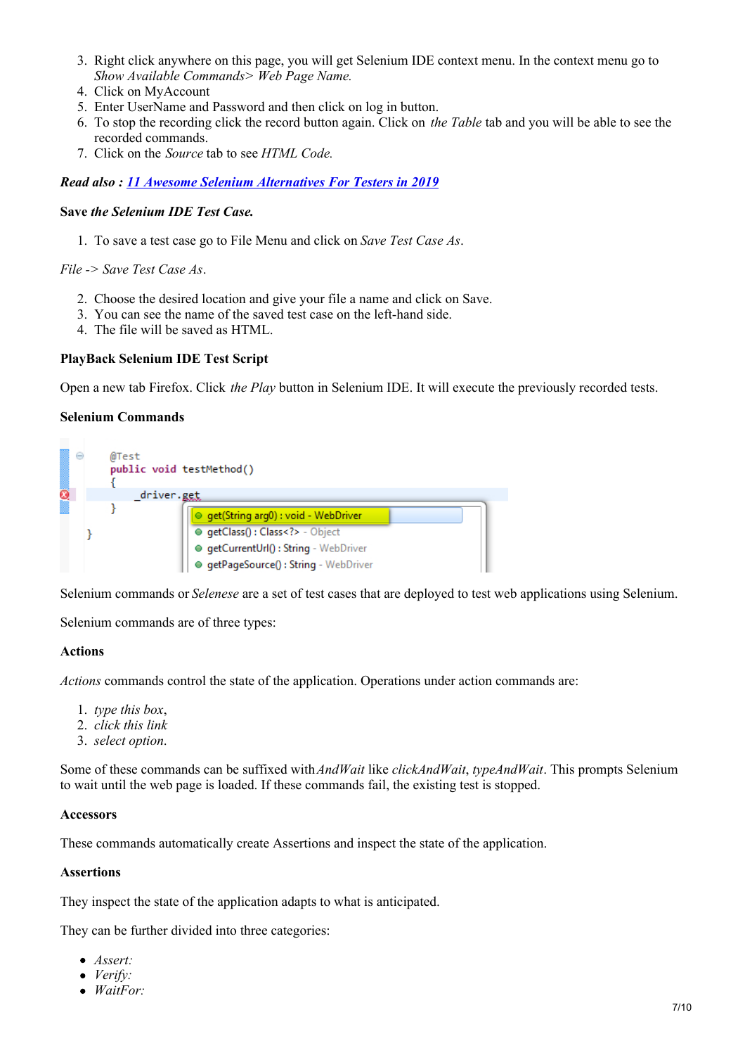3. Right click anywhere on this page, you will get Selenium IDE context menu. In the context menu go to *Show Available Commands> Web Page Name.*
4. Click on MyAccount
5. Enter UserName and Password and then click on log in button.
6. To stop the recording click the record button again. Click on *the Table* tab and you will be able to see the recorded commands.
7. Click on the *Source* tab to see *HTML Code.*

***Read also :*** [***11 Awesome Selenium Alternatives For Testers in 2019***]

**Save *the Selenium IDE Test Case.***

1. To save a test case go to File Menu and click on *Save Test Case As*.

*File -> Save Test Case As*.

2. Choose the desired location and give your file a name and click on Save.
3. You can see the name of the saved test case on the left-hand side.
4. The file will be saved as HTML.

**PlayBack Selenium IDE Test Script**

Open a new tab Firefox. Click *the Play* button in Selenium IDE. It will execute the previously recorded tests.

**Selenium Commands**

```
@Test
public void testMethod()
{
    _driver.get
}
}
```

Selenium commands or *Selenese* are a set of test cases that are deployed to test web applications using Selenium.

Selenium commands are of three types:

**Actions**

*Actions* commands control the state of the application. Operations under action commands are:

1. *type this box*,
2. *click this link*
3. *select option*.

Some of these commands can be suffixed with *AndWait* like *clickAndWait*, *typeAndWait*. This prompts Selenium to wait until the web page is loaded. If these commands fail, the existing test is stopped.

**Accessors**

These commands automatically create Assertions and inspect the state of the application.

**Assertions**

They inspect the state of the application adapts to what is anticipated.

They can be further divided into three categories:

- *Assert:*
- *Verify:*
- *WaitFor:*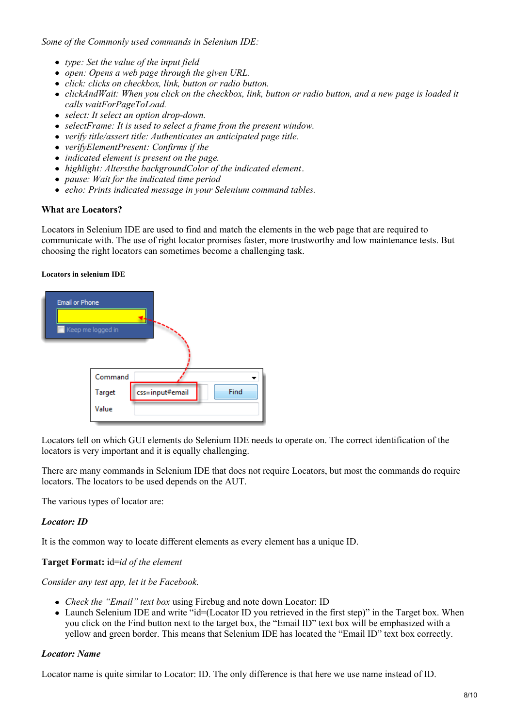*Some of the Commonly used commands in Selenium IDE:*

- *type: Set the value of the input field*
- *open: Opens a web page through the given URL.*
- *click: clicks on checkbox, link, button or radio button.*
- *clickAndWait: When you click on the checkbox, link, button or radio button, and a new page is loaded it calls waitForPageToLoad.*
- *select: It select an option drop-down.*
- *selectFrame: It is used to select a frame from the present window.*
- *verify title/assert title: Authenticates an anticipated page title.*
- *verifyElementPresent: Confirms if the*
- *indicated element is present on the page.*
- *highlight: Altersthe backgroundColor of the indicated element.*
- *pause: Wait for the indicated time period*
- *echo: Prints indicated message in your Selenium command tables.*

**What are Locators?**

Locators in Selenium IDE are used to find and match the elements in the web page that are required to communicate with. The use of right locator promises faster, more trustworthy and low maintenance tests. But choosing the right locators can sometimes become a challenging task.

**Locators in selenium IDE**

Locators tell on which GUI elements do Selenium IDE needs to operate on. The correct identification of the locators is very important and it is equally challenging.

There are many commands in Selenium IDE that does not require Locators, but most the commands do require locators. The locators to be used depends on the AUT.

The various types of locator are:

***Locator: ID***

It is the common way to locate different elements as every element has a unique ID.

**Target Format:** id=*id of the element*

*Consider any test app, let it be Facebook.*

- *Check the "Email" text box* using Firebug and note down Locator: ID
- Launch Selenium IDE and write "id=(Locator ID you retrieved in the first step)" in the Target box. When you click on the Find button next to the target box, the "Email ID" text box will be emphasized with a yellow and green border. This means that Selenium IDE has located the "Email ID" text box correctly.

***Locator: Name***

Locator name is quite similar to Locator: ID. The only difference is that here we use name instead of ID.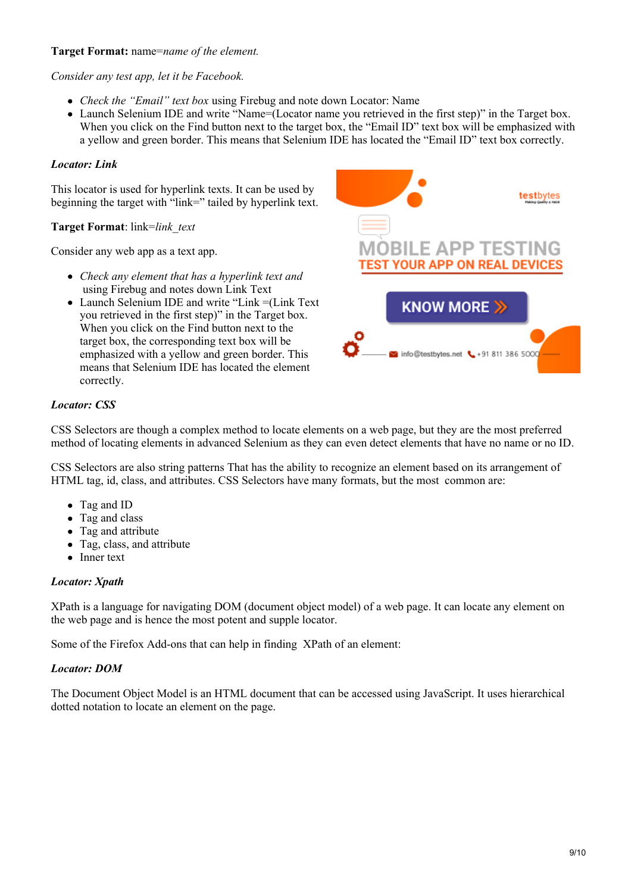**Target Format:** name=*name of the element.*

*Consider any test app, let it be Facebook.*

- *Check the "Email" text box* using Firebug and note down Locator: Name
- Launch Selenium IDE and write "Name=(Locator name you retrieved in the first step)" in the Target box. When you click on the Find button next to the target box, the "Email ID" text box will be emphasized with a yellow and green border. This means that Selenium IDE has located the "Email ID" text box correctly.

***Locator: Link***

This locator is used for hyperlink texts. It can be used by beginning the target with "link=" tailed by hyperlink text.

**Target Format**: link=*link_text*

Consider any web app as a text app.

- *Check any element that has a hyperlink text and* using Firebug and notes down Link Text
- Launch Selenium IDE and write "Link =(Link Text you retrieved in the first step)" in the Target box. When you click on the Find button next to the target box, the corresponding text box will be emphasized with a yellow and green border. This means that Selenium IDE has located the element correctly.

***Locator: CSS***

CSS Selectors are though a complex method to locate elements on a web page, but they are the most preferred method of locating elements in advanced Selenium as they can even detect elements that have no name or no ID.

CSS Selectors are also string patterns That has the ability to recognize an element based on its arrangement of HTML tag, id, class, and attributes. CSS Selectors have many formats, but the most common are:

- Tag and ID
- Tag and class
- Tag and attribute
- Tag, class, and attribute
- Inner text

***Locator: Xpath***

XPath is a language for navigating DOM (document object model) of a web page. It can locate any element on the web page and is hence the most potent and supple locator.

Some of the Firefox Add-ons that can help in finding XPath of an element:

***Locator: DOM***

The Document Object Model is an HTML document that can be accessed using JavaScript. It uses hierarchical dotted notation to locate an element on the page.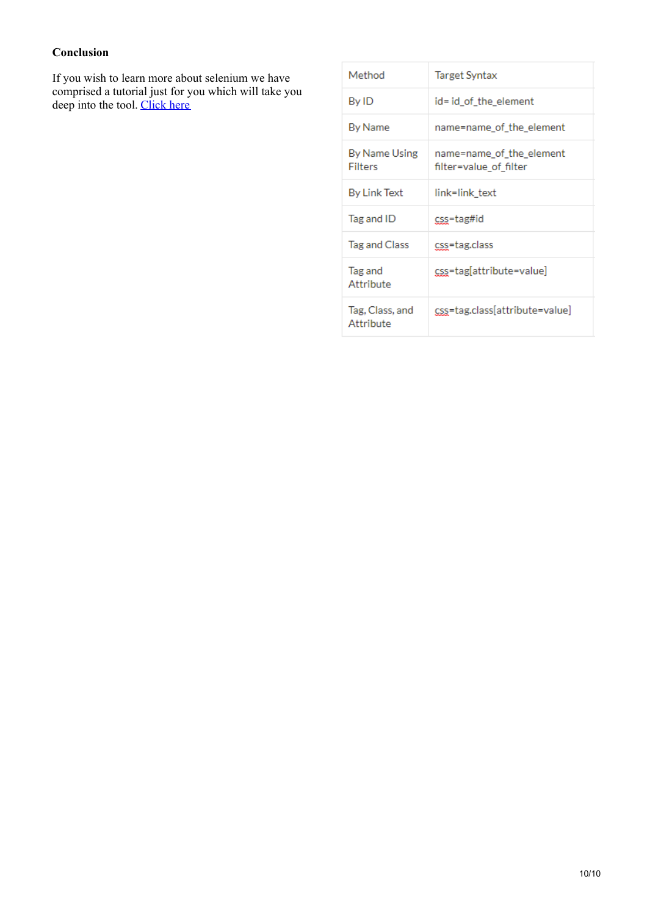**Conclusion**

If you wish to learn more about selenium we have comprised a tutorial just for you which will take you deep into the tool. Click here

| Method | Target Syntax |
| --- | --- |
| By ID | id= id_of_the_element |
| By Name | name=name_of_the_element |
| By Name Using Filters | name=name_of_the_element filter=value_of_filter |
| By Link Text | link=link_text |
| Tag and ID | css=tag#id |
| Tag and Class | css=tag.class |
| Tag and Attribute | css=tag[attribute=value] |
| Tag, Class, and Attribute | css=tag.class[attribute=value] |